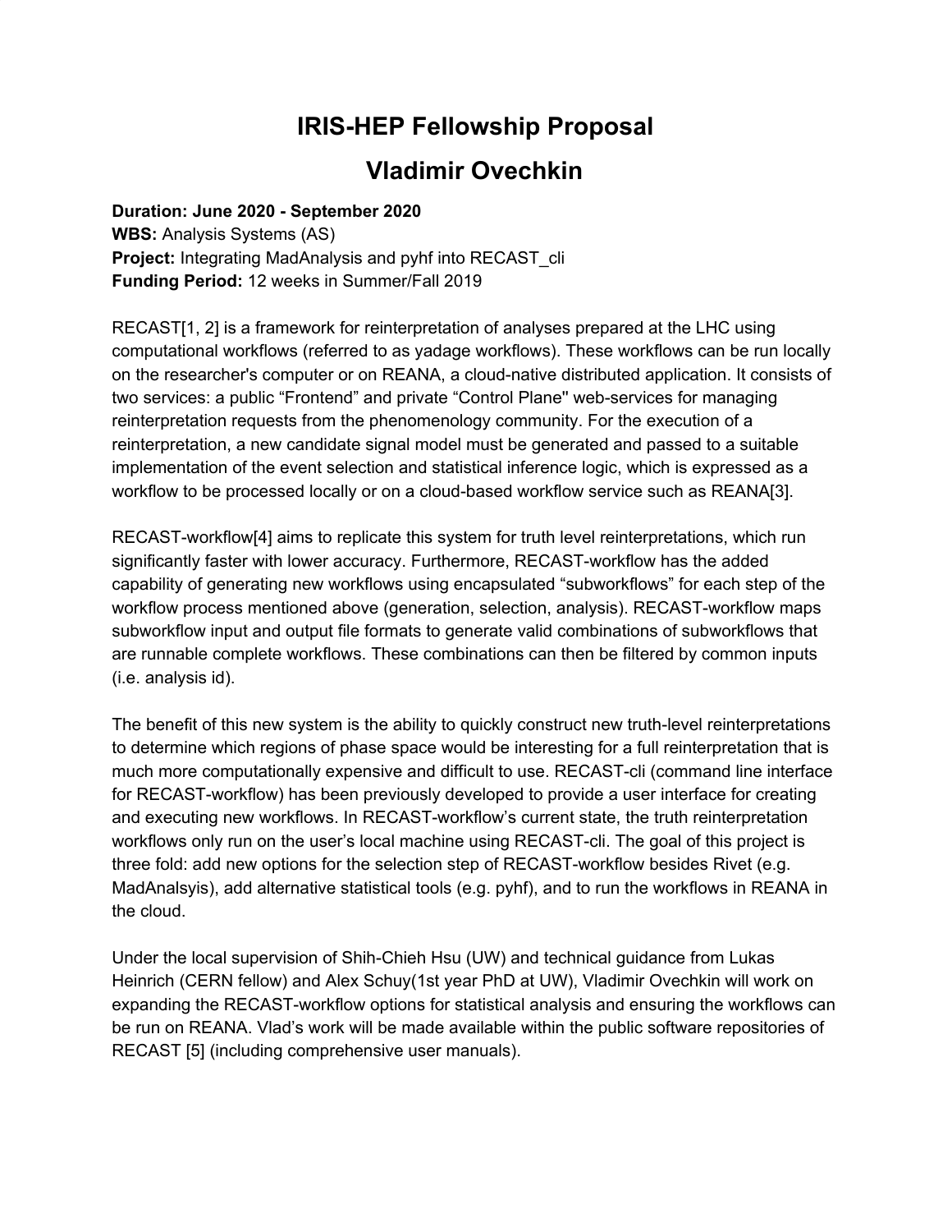# IRIS-HEP Fellowship Proposal

# Vladimir Ovechkin

**Duration: June 2020 - September 2020**
**WBS:** Analysis Systems (AS)
**Project:** Integrating MadAnalysis and pyhf into RECAST_cli
**Funding Period:** 12 weeks in Summer/Fall 2019

RECAST[1, 2] is a framework for reinterpretation of analyses prepared at the LHC using computational workflows (referred to as yadage workflows). These workflows can be run locally on the researcher's computer or on REANA, a cloud-native distributed application. It consists of two services: a public "Frontend" and private "Control Plane'' web-services for managing reinterpretation requests from the phenomenology community. For the execution of a reinterpretation, a new candidate signal model must be generated and passed to a suitable implementation of the event selection and statistical inference logic, which is expressed as a workflow to be processed locally or on a cloud-based workflow service such as REANA[3].

RECAST-workflow[4] aims to replicate this system for truth level reinterpretations, which run significantly faster with lower accuracy. Furthermore, RECAST-workflow has the added capability of generating new workflows using encapsulated "subworkflows" for each step of the workflow process mentioned above (generation, selection, analysis). RECAST-workflow maps subworkflow input and output file formats to generate valid combinations of subworkflows that are runnable complete workflows. These combinations can then be filtered by common inputs (i.e. analysis id).

The benefit of this new system is the ability to quickly construct new truth-level reinterpretations to determine which regions of phase space would be interesting for a full reinterpretation that is much more computationally expensive and difficult to use. RECAST-cli (command line interface for RECAST-workflow) has been previously developed to provide a user interface for creating and executing new workflows. In RECAST-workflow's current state, the truth reinterpretation workflows only run on the user's local machine using RECAST-cli. The goal of this project is three fold: add new options for the selection step of RECAST-workflow besides Rivet (e.g. MadAnalsyis), add alternative statistical tools (e.g. pyhf), and to run the workflows in REANA in the cloud.

Under the local supervision of Shih-Chieh Hsu (UW) and technical guidance from Lukas Heinrich (CERN fellow) and Alex Schuy(1st year PhD at UW), Vladimir Ovechkin will work on expanding the RECAST-workflow options for statistical analysis and ensuring the workflows can be run on REANA. Vlad's work will be made available within the public software repositories of RECAST [5] (including comprehensive user manuals).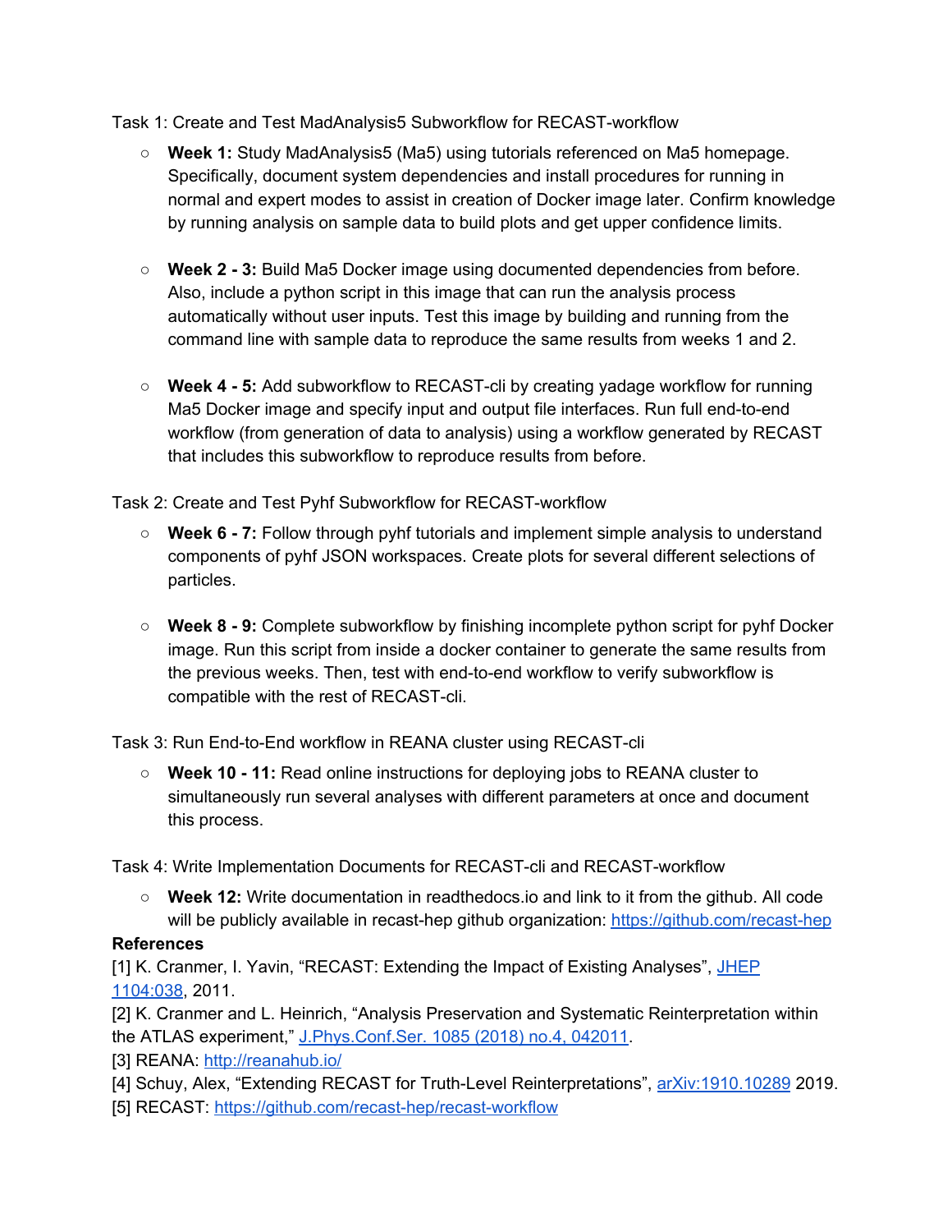Task 1: Create and Test MadAnalysis5 Subworkflow for RECAST-workflow

- **Week 1:** Study MadAnalysis5 (Ma5) using tutorials referenced on Ma5 homepage. Specifically, document system dependencies and install procedures for running in normal and expert modes to assist in creation of Docker image later. Confirm knowledge by running analysis on sample data to build plots and get upper confidence limits.

- **Week 2 - 3:** Build Ma5 Docker image using documented dependencies from before. Also, include a python script in this image that can run the analysis process automatically without user inputs. Test this image by building and running from the command line with sample data to reproduce the same results from weeks 1 and 2.

- **Week 4 - 5:** Add subworkflow to RECAST-cli by creating yadage workflow for running Ma5 Docker image and specify input and output file interfaces. Run full end-to-end workflow (from generation of data to analysis) using a workflow generated by RECAST that includes this subworkflow to reproduce results from before.

Task 2: Create and Test Pyhf Subworkflow for RECAST-workflow

- **Week 6 - 7:** Follow through pyhf tutorials and implement simple analysis to understand components of pyhf JSON workspaces. Create plots for several different selections of particles.

- **Week 8 - 9:** Complete subworkflow by finishing incomplete python script for pyhf Docker image. Run this script from inside a docker container to generate the same results from the previous weeks. Then, test with end-to-end workflow to verify subworkflow is compatible with the rest of RECAST-cli.

Task 3: Run End-to-End workflow in REANA cluster using RECAST-cli

- **Week 10 - 11:** Read online instructions for deploying jobs to REANA cluster to simultaneously run several analyses with different parameters at once and document this process.

Task 4: Write Implementation Documents for RECAST-cli and RECAST-workflow

- **Week 12:** Write documentation in readthedocs.io and link to it from the github. All code will be publicly available in recast-hep github organization: https://github.com/recast-hep

**References**

[1] K. Cranmer, I. Yavin, "RECAST: Extending the Impact of Existing Analyses", JHEP 1104:038, 2011.

[2] K. Cranmer and L. Heinrich, "Analysis Preservation and Systematic Reinterpretation within the ATLAS experiment," J.Phys.Conf.Ser. 1085 (2018) no.4, 042011.

[3] REANA: http://reanahub.io/

[4] Schuy, Alex, "Extending RECAST for Truth-Level Reinterpretations", arXiv:1910.10289 2019.

[5] RECAST: https://github.com/recast-hep/recast-workflow